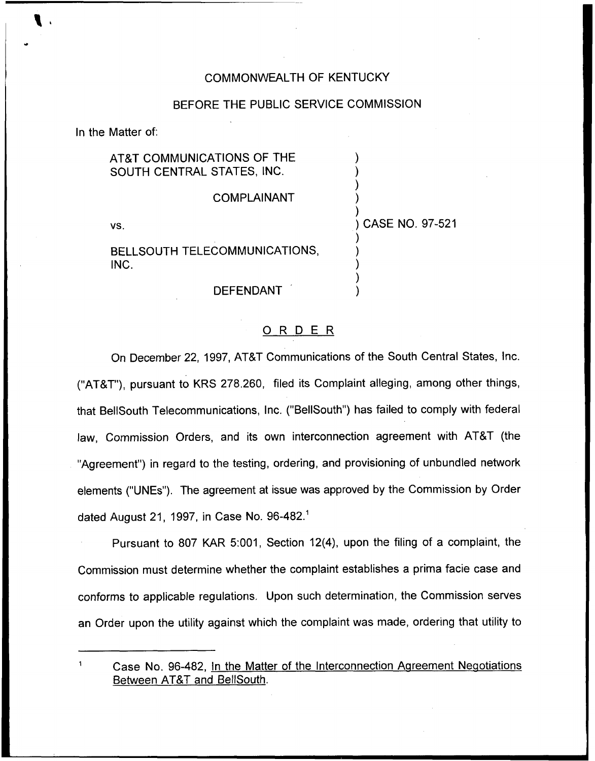COMMONWEALTH OF KENTUCKY

BEFORE THE PUBLIC SERVICE COMMISSION

In the Matter of:

AT&T COMMUNICATIONS OF THE SOUTH CENTRAL STATES, INC.

COMPLAINANT

vs.

BELLSOUTH TELECOMMUNICATIONS, INC.

DEFENDANT

) CASE NO. 97-521

# ORDER

On December 22, 1997, AT&T Communications of the South Central States, Inc. ("AT&T"), pursuant to KRS 278.260, filed its Complaint alleging, among other things, that BellSouth Telecommunications, Inc. ("BellSouth") has failed to comply with federal law, Commission Orders, and its own interconnection agreement with AT&T (the "Agreement") in regard to the testing, ordering, and provisioning of unbundled network elements ("UNEs"). The agreement at issue was approved by the Commission by Order dated August 21, 1997, in Case No. 96-482.[1]

Pursuant to 807 KAR 5:001, Section 12(4), upon the filing of a complaint, the Commission must determine whether the complaint establishes a prima facie case and conforms to applicable regulations. Upon such determination, the Commission serves an Order upon the utility against which the complaint was made, ordering that utility to

[1] Case No. 96-482, In the Matter of the Interconnection Agreement Negotiations Between AT&T and BellSouth.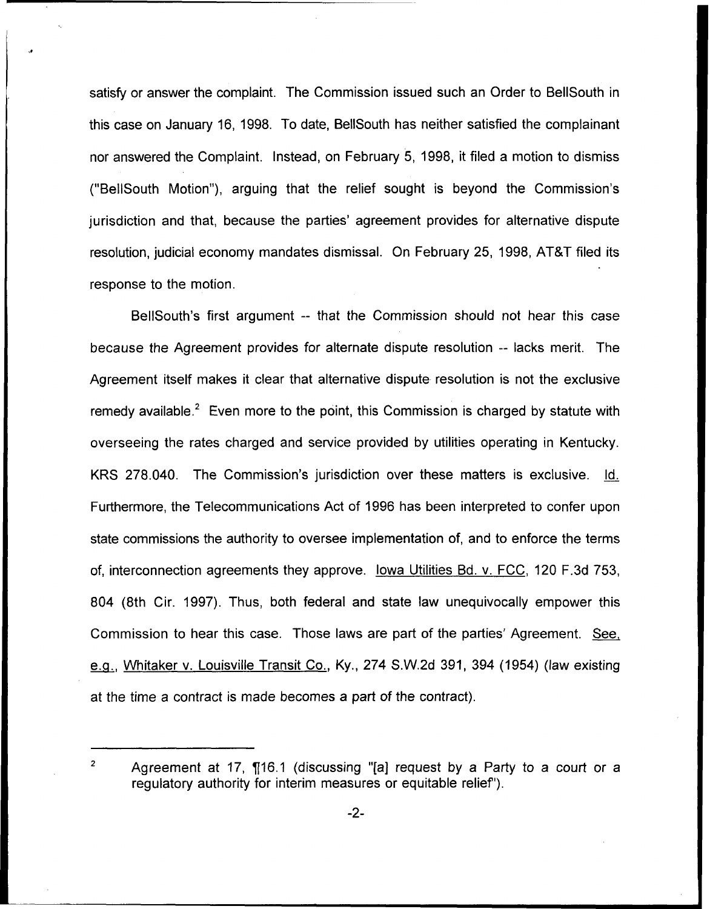satisfy or answer the complaint. The Commission issued such an Order to BellSouth in this case on January 16, 1998. To date, BellSouth has neither satisfied the complainant nor answered the Complaint. Instead, on February 5, 1998, it filed a motion to dismiss ("BellSouth Motion"), arguing that the relief sought is beyond the Commission's jurisdiction and that, because the parties' agreement provides for alternative dispute resolution, judicial economy mandates dismissal. On February 25, 1998, AT&T filed its response to the motion.

BellSouth's first argument -- that the Commission should not hear this case because the Agreement provides for alternate dispute resolution -- lacks merit. The Agreement itself makes it clear that alternative dispute resolution is not the exclusive remedy available.[2] Even more to the point, this Commission is charged by statute with overseeing the rates charged and service provided by utilities operating in Kentucky. KRS 278.040. The Commission's jurisdiction over these matters is exclusive. Id. Furthermore, the Telecommunications Act of 1996 has been interpreted to confer upon state commissions the authority to oversee implementation of, and to enforce the terms of, interconnection agreements they approve. Iowa Utilities Bd. v. FCC, 120 F.3d 753, 804 (8th Cir. 1997). Thus, both federal and state law unequivocally empower this Commission to hear this case. Those laws are part of the parties' Agreement. See, e.g., Whitaker v. Louisville Transit Co., Ky., 274 S.W.2d 391, 394 (1954) (law existing at the time a contract is made becomes a part of the contract).

---

[2] Agreement at 17, ¶16.1 (discussing "[a] request by a Party to a court or a regulatory authority for interim measures or equitable relief").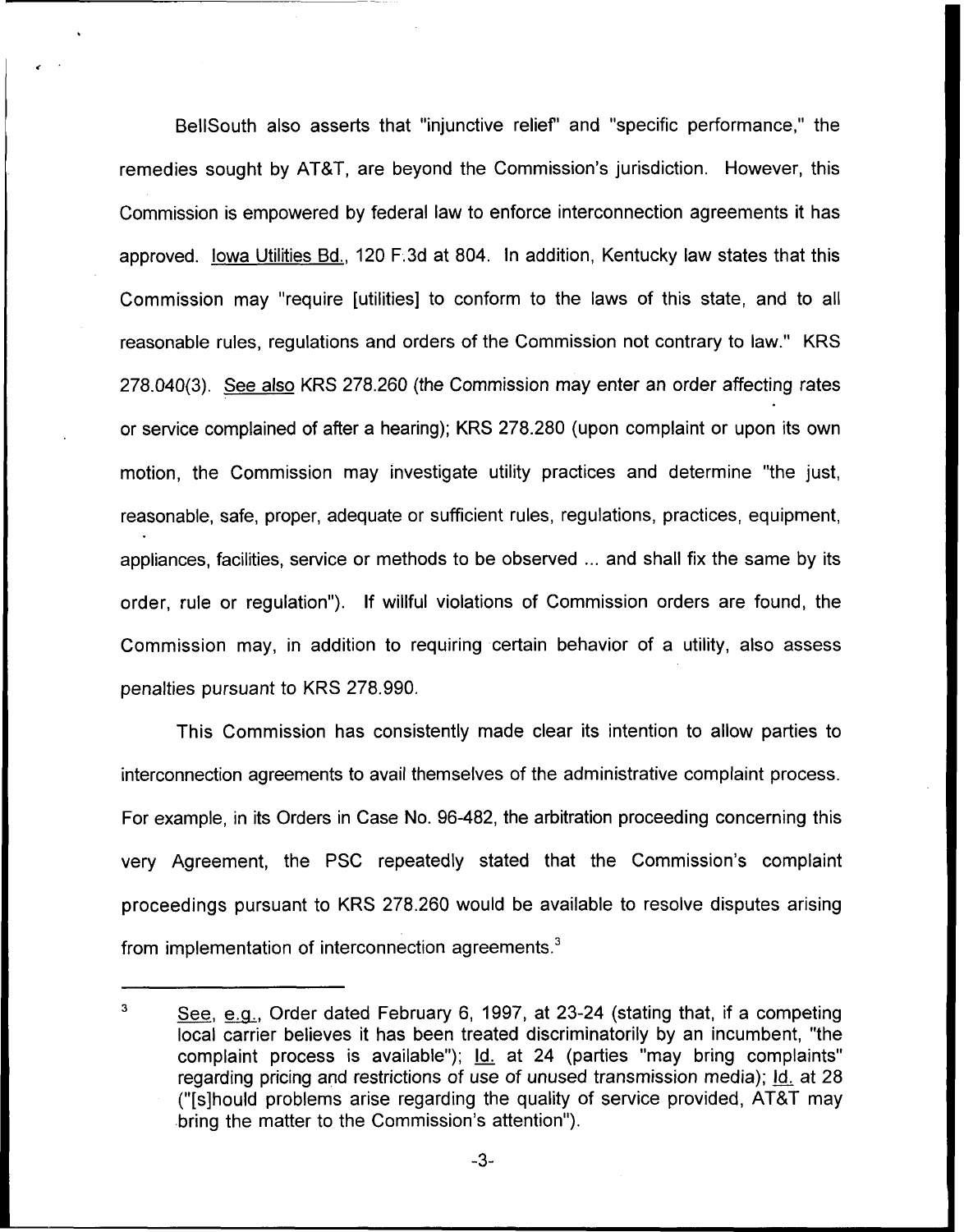BellSouth also asserts that "injunctive relief" and "specific performance," the remedies sought by AT&T, are beyond the Commission's jurisdiction. However, this Commission is empowered by federal law to enforce interconnection agreements it has approved. Iowa Utilities Bd., 120 F.3d at 804. In addition, Kentucky law states that this Commission may "require [utilities] to conform to the laws of this state, and to all reasonable rules, regulations and orders of the Commission not contrary to law." KRS 278.040(3). See also KRS 278.260 (the Commission may enter an order affecting rates or service complained of after a hearing); KRS 278.280 (upon complaint or upon its own motion, the Commission may investigate utility practices and determine "the just, reasonable, safe, proper, adequate or sufficient rules, regulations, practices, equipment, appliances, facilities, service or methods to be observed ... and shall fix the same by its order, rule or regulation"). If willful violations of Commission orders are found, the Commission may, in addition to requiring certain behavior of a utility, also assess penalties pursuant to KRS 278.990.

This Commission has consistently made clear its intention to allow parties to interconnection agreements to avail themselves of the administrative complaint process. For example, in its Orders in Case No. 96-482, the arbitration proceeding concerning this very Agreement, the PSC repeatedly stated that the Commission's complaint proceedings pursuant to KRS 278.260 would be available to resolve disputes arising from implementation of interconnection agreements.[3]

[3] See, e.g., Order dated February 6, 1997, at 23-24 (stating that, if a competing local carrier believes it has been treated discriminatorily by an incumbent, "the complaint process is available"); Id. at 24 (parties "may bring complaints" regarding pricing and restrictions of use of unused transmission media); Id. at 28 ("[s]hould problems arise regarding the quality of service provided, AT&T may bring the matter to the Commission's attention").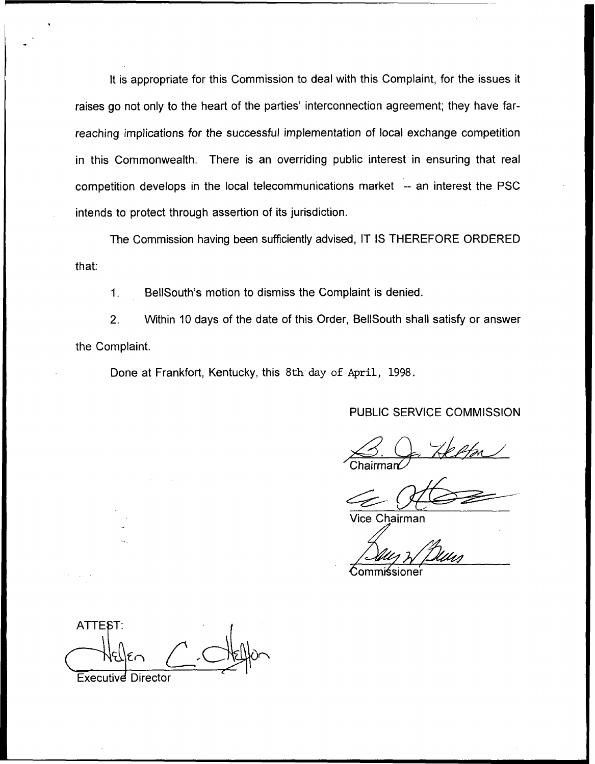It is appropriate for this Commission to deal with this Complaint, for the issues it raises go not only to the heart of the parties' interconnection agreement; they have far-reaching implications for the successful implementation of local exchange competition in this Commonwealth. There is an overriding public interest in ensuring that real competition develops in the local telecommunications market -- an interest the PSC intends to protect through assertion of its jurisdiction.

The Commission having been sufficiently advised, IT IS THEREFORE ORDERED that:

1. BellSouth's motion to dismiss the Complaint is denied.

2. Within 10 days of the date of this Order, BellSouth shall satisfy or answer the Complaint.

Done at Frankfort, Kentucky, this 8th day of April, 1998.

PUBLIC SERVICE COMMISSION

Chairman

Vice Chairman

Commissioner

ATTEST:

Executive Director